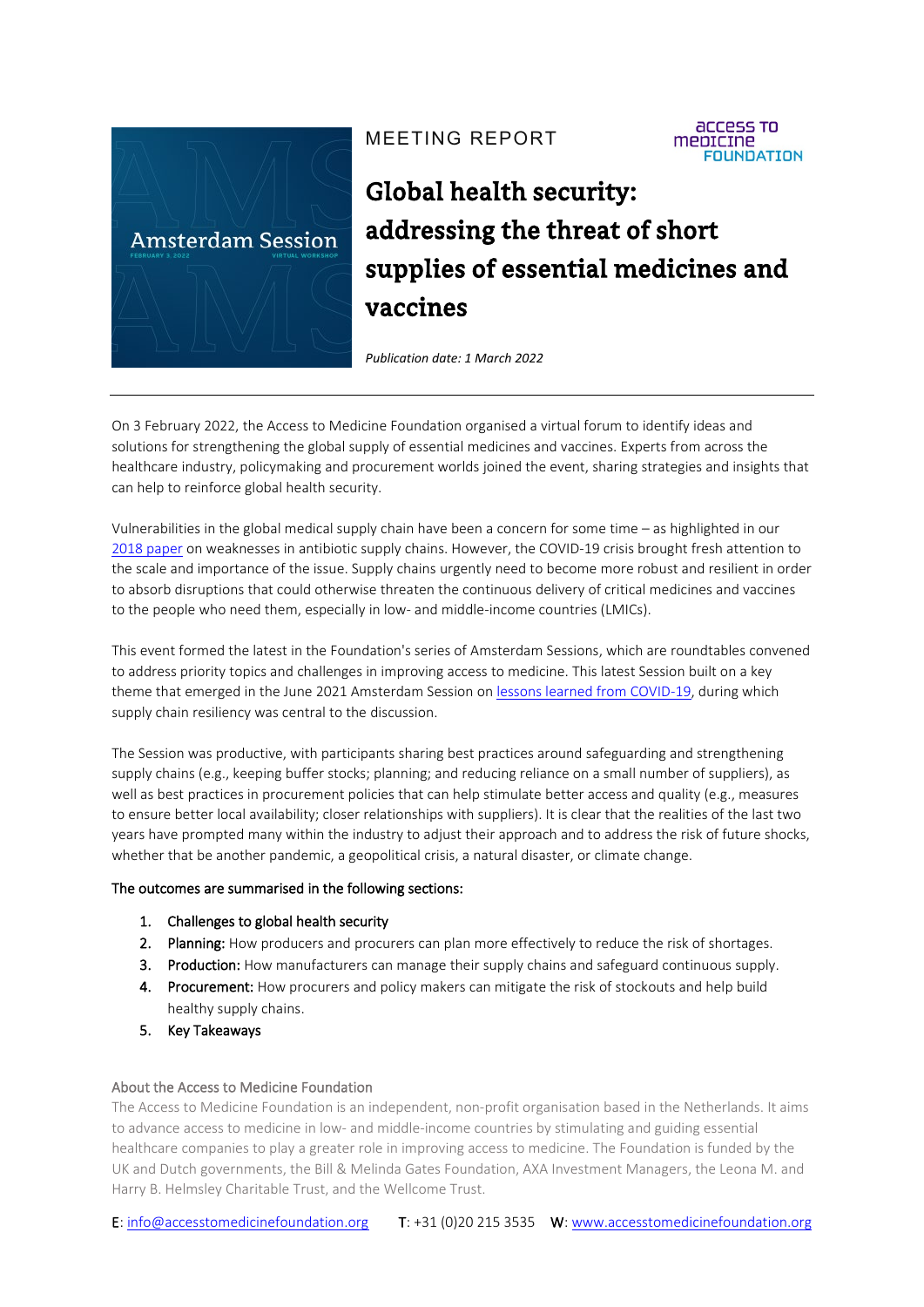MEETING REPORT

# Global health security: addressing the threat of short supplies of essential medicines and vaccines

*Publication date: 1 March 2022*

On 3 February 2022, the Access to Medicine Foundation organised a virtual forum to identify ideas and solutions for strengthening the global supply of essential medicines and vaccines. Experts from across the healthcare industry, policymaking and procurement worlds joined the event, sharing strategies and insights that can help to reinforce global health security.

Vulnerabilities in the global medical supply chain have been a concern for some time – as highlighted in our 2018 paper on weaknesses in antibiotic supply chains. However, the COVID-19 crisis brought fresh attention to the scale and importance of the issue. Supply chains urgently need to become more robust and resilient in order to absorb disruptions that could otherwise threaten the continuous delivery of critical medicines and vaccines to the people who need them, especially in low- and middle-income countries (LMICs).

This event formed the latest in the Foundation's series of Amsterdam Sessions, which are roundtables convened to address priority topics and challenges in improving access to medicine. This latest Session built on a key theme that emerged in the June 2021 Amsterdam Session on lessons learned from COVID-19, during which supply chain resiliency was central to the discussion.

The Session was productive, with participants sharing best practices around safeguarding and strengthening supply chains (e.g., keeping buffer stocks; planning; and reducing reliance on a small number of suppliers), as well as best practices in procurement policies that can help stimulate better access and quality (e.g., measures to ensure better local availability; closer relationships with suppliers). It is clear that the realities of the last two years have prompted many within the industry to adjust their approach and to address the risk of future shocks, whether that be another pandemic, a geopolitical crisis, a natural disaster, or climate change.

**The outcomes are summarised in the following sections:**

1. **Challenges to global health security**
2. **Planning:** How producers and procurers can plan more effectively to reduce the risk of shortages.
3. **Production:** How manufacturers can manage their supply chains and safeguard continuous supply.
4. **Procurement:** How procurers and policy makers can mitigate the risk of stockouts and help build healthy supply chains.
5. **Key Takeaways**

About the Access to Medicine Foundation

The Access to Medicine Foundation is an independent, non-profit organisation based in the Netherlands. It aims to advance access to medicine in low- and middle-income countries by stimulating and guiding essential healthcare companies to play a greater role in improving access to medicine. The Foundation is funded by the UK and Dutch governments, the Bill & Melinda Gates Foundation, AXA Investment Managers, the Leona M. and Harry B. Helmsley Charitable Trust, and the Wellcome Trust.

**E**: info@accesstomedicinefoundation.org **T**: +31 (0)20 215 3535 **W**: www.accesstomedicinefoundation.org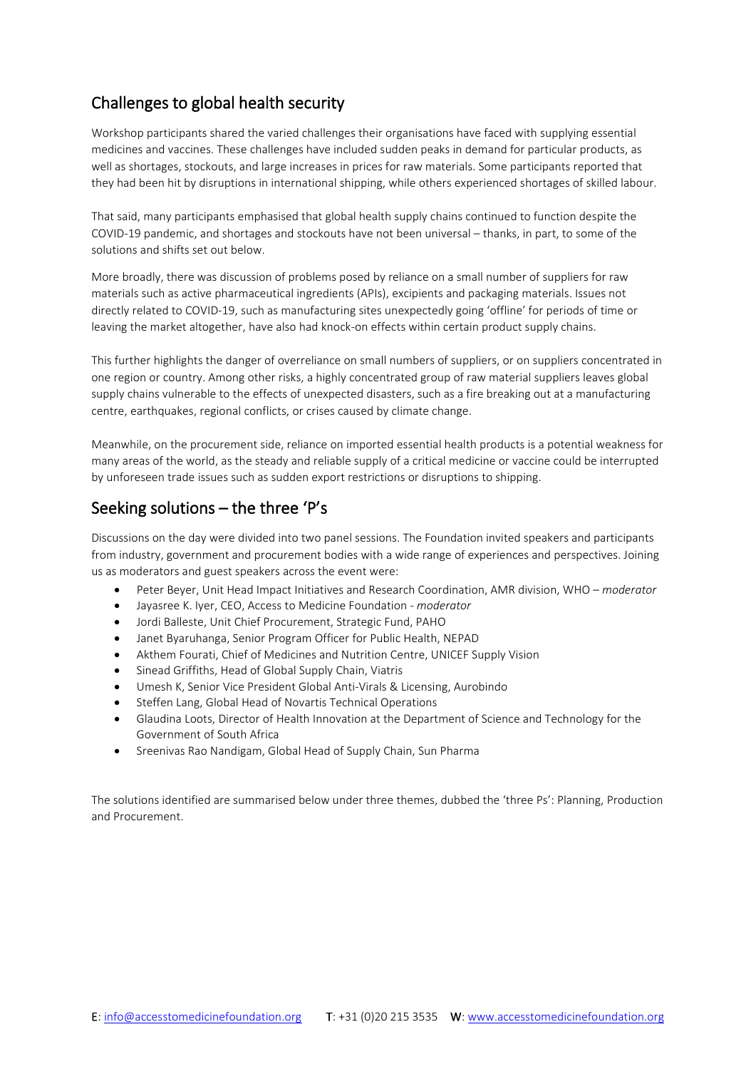## Challenges to global health security

Workshop participants shared the varied challenges their organisations have faced with supplying essential medicines and vaccines. These challenges have included sudden peaks in demand for particular products, as well as shortages, stockouts, and large increases in prices for raw materials. Some participants reported that they had been hit by disruptions in international shipping, while others experienced shortages of skilled labour.

That said, many participants emphasised that global health supply chains continued to function despite the COVID-19 pandemic, and shortages and stockouts have not been universal – thanks, in part, to some of the solutions and shifts set out below.

More broadly, there was discussion of problems posed by reliance on a small number of suppliers for raw materials such as active pharmaceutical ingredients (APIs), excipients and packaging materials. Issues not directly related to COVID-19, such as manufacturing sites unexpectedly going 'offline' for periods of time or leaving the market altogether, have also had knock-on effects within certain product supply chains.

This further highlights the danger of overreliance on small numbers of suppliers, or on suppliers concentrated in one region or country. Among other risks, a highly concentrated group of raw material suppliers leaves global supply chains vulnerable to the effects of unexpected disasters, such as a fire breaking out at a manufacturing centre, earthquakes, regional conflicts, or crises caused by climate change.

Meanwhile, on the procurement side, reliance on imported essential health products is a potential weakness for many areas of the world, as the steady and reliable supply of a critical medicine or vaccine could be interrupted by unforeseen trade issues such as sudden export restrictions or disruptions to shipping.

## Seeking solutions – the three 'P's

Discussions on the day were divided into two panel sessions. The Foundation invited speakers and participants from industry, government and procurement bodies with a wide range of experiences and perspectives. Joining us as moderators and guest speakers across the event were:

- Peter Beyer, Unit Head Impact Initiatives and Research Coordination, AMR division, WHO – *moderator*
- Jayasree K. Iyer, CEO, Access to Medicine Foundation - *moderator*
- Jordi Balleste, Unit Chief Procurement, Strategic Fund, PAHO
- Janet Byaruhanga, Senior Program Officer for Public Health, NEPAD
- Akthem Fourati, Chief of Medicines and Nutrition Centre, UNICEF Supply Vision
- Sinead Griffiths, Head of Global Supply Chain, Viatris
- Umesh K, Senior Vice President Global Anti-Virals & Licensing, Aurobindo
- Steffen Lang, Global Head of Novartis Technical Operations
- Glaudina Loots, Director of Health Innovation at the Department of Science and Technology for the Government of South Africa
- Sreenivas Rao Nandigam, Global Head of Supply Chain, Sun Pharma

The solutions identified are summarised below under three themes, dubbed the 'three Ps': Planning, Production and Procurement.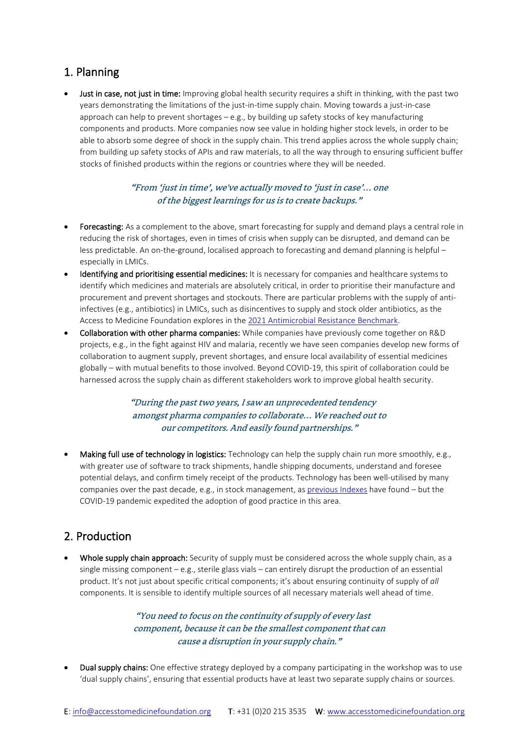## 1. Planning

- **Just in case, not just in time:** Improving global health security requires a shift in thinking, with the past two years demonstrating the limitations of the just-in-time supply chain. Moving towards a just-in-case approach can help to prevent shortages – e.g., by building up safety stocks of key manufacturing components and products. More companies now see value in holding higher stock levels, in order to be able to absorb some degree of shock in the supply chain. This trend applies across the whole supply chain; from building up safety stocks of APIs and raw materials, to all the way through to ensuring sufficient buffer stocks of finished products within the regions or countries where they will be needed.

> ***"From 'just in time', we've actually moved to 'just in case'... one of the biggest learnings for us is to create backups."***

- **Forecasting:** As a complement to the above, smart forecasting for supply and demand plays a central role in reducing the risk of shortages, even in times of crisis when supply can be disrupted, and demand can be less predictable. An on-the-ground, localised approach to forecasting and demand planning is helpful – especially in LMICs.
- **Identifying and prioritising essential medicines:** It is necessary for companies and healthcare systems to identify which medicines and materials are absolutely critical, in order to prioritise their manufacture and procurement and prevent shortages and stockouts. There are particular problems with the supply of anti-infectives (e.g., antibiotics) in LMICs, such as disincentives to supply and stock older antibiotics, as the Access to Medicine Foundation explores in the 2021 Antimicrobial Resistance Benchmark.
- **Collaboration with other pharma companies:** While companies have previously come together on R&D projects, e.g., in the fight against HIV and malaria, recently we have seen companies develop new forms of collaboration to augment supply, prevent shortages, and ensure local availability of essential medicines globally – with mutual benefits to those involved. Beyond COVID-19, this spirit of collaboration could be harnessed across the supply chain as different stakeholders work to improve global health security.

> ***"During the past two years, I saw an unprecedented tendency amongst pharma companies to collaborate... We reached out to our competitors. And easily found partnerships."***

- **Making full use of technology in logistics:** Technology can help the supply chain run more smoothly, e.g., with greater use of software to track shipments, handle shipping documents, understand and foresee potential delays, and confirm timely receipt of the products. Technology has been well-utilised by many companies over the past decade, e.g., in stock management, as previous Indexes have found – but the COVID-19 pandemic expedited the adoption of good practice in this area.

## 2. Production

- **Whole supply chain approach:** Security of supply must be considered across the whole supply chain, as a single missing component – e.g., sterile glass vials – can entirely disrupt the production of an essential product. It's not just about specific critical components; it's about ensuring continuity of supply of *all* components. It is sensible to identify multiple sources of all necessary materials well ahead of time.

> ***"You need to focus on the continuity of supply of every last component, because it can be the smallest component that can cause a disruption in your supply chain."***

- **Dual supply chains:** One effective strategy deployed by a company participating in the workshop was to use 'dual supply chains', ensuring that essential products have at least two separate supply chains or sources.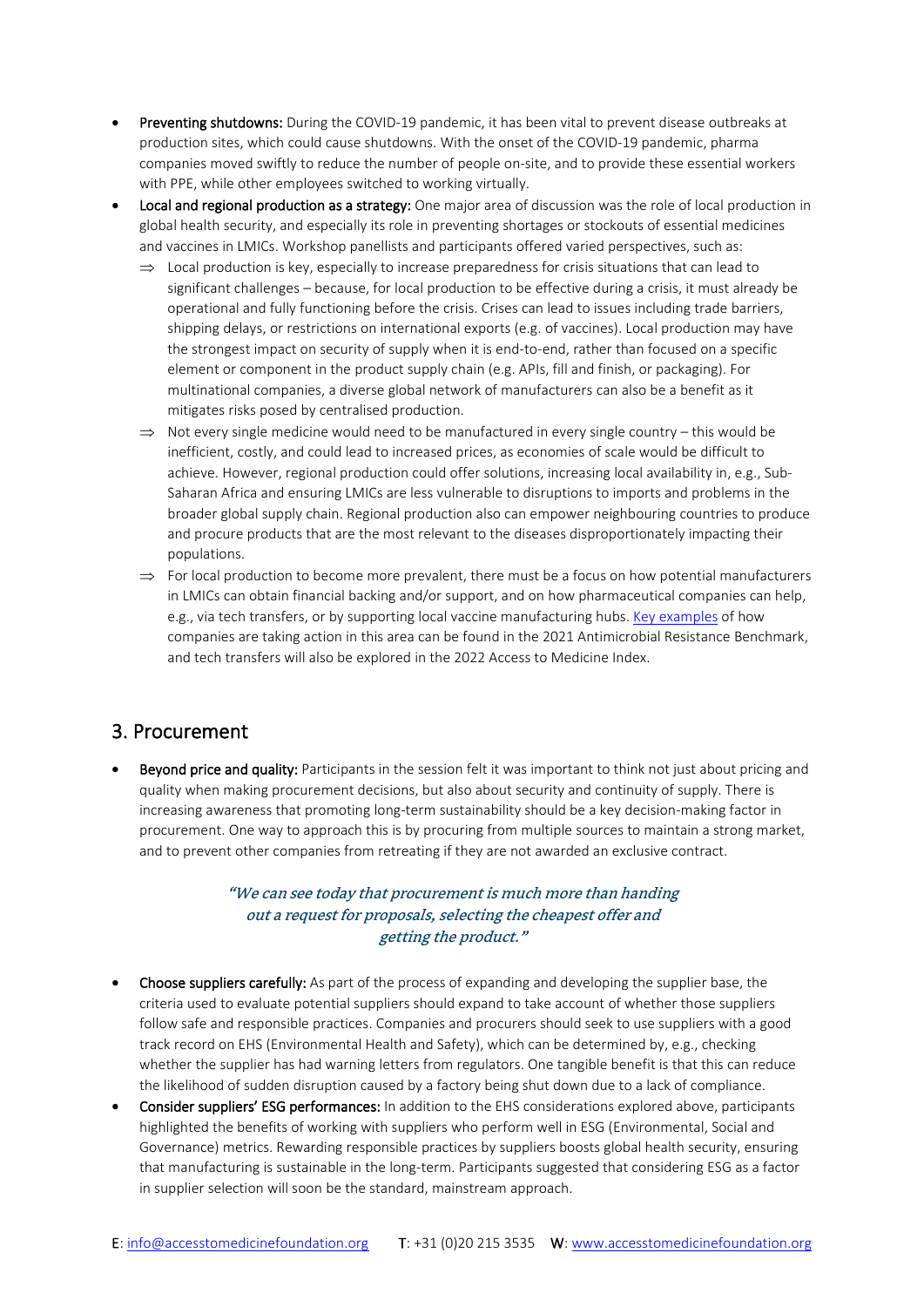- **Preventing shutdowns:** During the COVID-19 pandemic, it has been vital to prevent disease outbreaks at production sites, which could cause shutdowns. With the onset of the COVID-19 pandemic, pharma companies moved swiftly to reduce the number of people on-site, and to provide these essential workers with PPE, while other employees switched to working virtually.
- **Local and regional production as a strategy:** One major area of discussion was the role of local production in global health security, and especially its role in preventing shortages or stockouts of essential medicines and vaccines in LMICs. Workshop panellists and participants offered varied perspectives, such as:
  - ⇒ Local production is key, especially to increase preparedness for crisis situations that can lead to significant challenges – because, for local production to be effective during a crisis, it must already be operational and fully functioning before the crisis. Crises can lead to issues including trade barriers, shipping delays, or restrictions on international exports (e.g. of vaccines). Local production may have the strongest impact on security of supply when it is end-to-end, rather than focused on a specific element or component in the product supply chain (e.g. APIs, fill and finish, or packaging). For multinational companies, a diverse global network of manufacturers can also be a benefit as it mitigates risks posed by centralised production.
  - ⇒ Not every single medicine would need to be manufactured in every single country – this would be inefficient, costly, and could lead to increased prices, as economies of scale would be difficult to achieve. However, regional production could offer solutions, increasing local availability in, e.g., Sub-Saharan Africa and ensuring LMICs are less vulnerable to disruptions to imports and problems in the broader global supply chain. Regional production also can empower neighbouring countries to produce and procure products that are the most relevant to the diseases disproportionately impacting their populations.
  - ⇒ For local production to become more prevalent, there must be a focus on how potential manufacturers in LMICs can obtain financial backing and/or support, and on how pharmaceutical companies can help, e.g., via tech transfers, or by supporting local vaccine manufacturing hubs. Key examples of how companies are taking action in this area can be found in the 2021 Antimicrobial Resistance Benchmark, and tech transfers will also be explored in the 2022 Access to Medicine Index.

## 3. Procurement

- **Beyond price and quality:** Participants in the session felt it was important to think not just about pricing and quality when making procurement decisions, but also about security and continuity of supply. There is increasing awareness that promoting long-term sustainability should be a key decision-making factor in procurement. One way to approach this is by procuring from multiple sources to maintain a strong market, and to prevent other companies from retreating if they are not awarded an exclusive contract.

> ***"We can see today that procurement is much more than handing out a request for proposals, selecting the cheapest offer and getting the product."***

- **Choose suppliers carefully:** As part of the process of expanding and developing the supplier base, the criteria used to evaluate potential suppliers should expand to take account of whether those suppliers follow safe and responsible practices. Companies and procurers should seek to use suppliers with a good track record on EHS (Environmental Health and Safety), which can be determined by, e.g., checking whether the supplier has had warning letters from regulators. One tangible benefit is that this can reduce the likelihood of sudden disruption caused by a factory being shut down due to a lack of compliance.
- **Consider suppliers' ESG performances:** In addition to the EHS considerations explored above, participants highlighted the benefits of working with suppliers who perform well in ESG (Environmental, Social and Governance) metrics. Rewarding responsible practices by suppliers boosts global health security, ensuring that manufacturing is sustainable in the long-term. Participants suggested that considering ESG as a factor in supplier selection will soon be the standard, mainstream approach.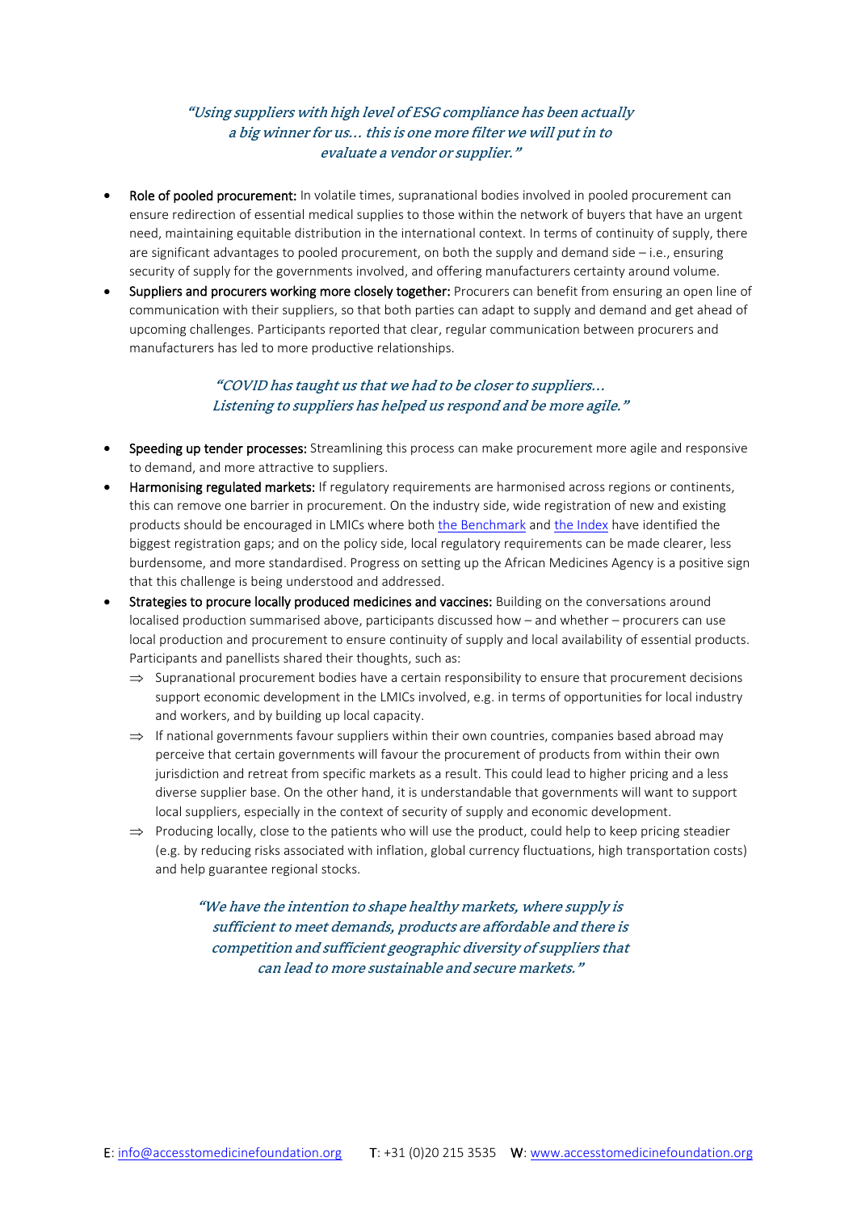*"Using suppliers with high level of ESG compliance has been actually a big winner for us… this is one more filter we will put in to evaluate a vendor or supplier."*

- **Role of pooled procurement:** In volatile times, supranational bodies involved in pooled procurement can ensure redirection of essential medical supplies to those within the network of buyers that have an urgent need, maintaining equitable distribution in the international context. In terms of continuity of supply, there are significant advantages to pooled procurement, on both the supply and demand side – i.e., ensuring security of supply for the governments involved, and offering manufacturers certainty around volume.
- **Suppliers and procurers working more closely together:** Procurers can benefit from ensuring an open line of communication with their suppliers, so that both parties can adapt to supply and demand and get ahead of upcoming challenges. Participants reported that clear, regular communication between procurers and manufacturers has led to more productive relationships.

*"COVID has taught us that we had to be closer to suppliers… Listening to suppliers has helped us respond and be more agile."*

- **Speeding up tender processes:** Streamlining this process can make procurement more agile and responsive to demand, and more attractive to suppliers.
- **Harmonising regulated markets:** If regulatory requirements are harmonised across regions or continents, this can remove one barrier in procurement. On the industry side, wide registration of new and existing products should be encouraged in LMICs where both the Benchmark and the Index have identified the biggest registration gaps; and on the policy side, local regulatory requirements can be made clearer, less burdensome, and more standardised. Progress on setting up the African Medicines Agency is a positive sign that this challenge is being understood and addressed.
- **Strategies to procure locally produced medicines and vaccines:** Building on the conversations around localised production summarised above, participants discussed how – and whether – procurers can use local production and procurement to ensure continuity of supply and local availability of essential products. Participants and panellists shared their thoughts, such as:
  - ⇒ Supranational procurement bodies have a certain responsibility to ensure that procurement decisions support economic development in the LMICs involved, e.g. in terms of opportunities for local industry and workers, and by building up local capacity.
  - ⇒ If national governments favour suppliers within their own countries, companies based abroad may perceive that certain governments will favour the procurement of products from within their own jurisdiction and retreat from specific markets as a result. This could lead to higher pricing and a less diverse supplier base. On the other hand, it is understandable that governments will want to support local suppliers, especially in the context of security of supply and economic development.
  - ⇒ Producing locally, close to the patients who will use the product, could help to keep pricing steadier (e.g. by reducing risks associated with inflation, global currency fluctuations, high transportation costs) and help guarantee regional stocks.

*"We have the intention to shape healthy markets, where supply is sufficient to meet demands, products are affordable and there is competition and sufficient geographic diversity of suppliers that can lead to more sustainable and secure markets."*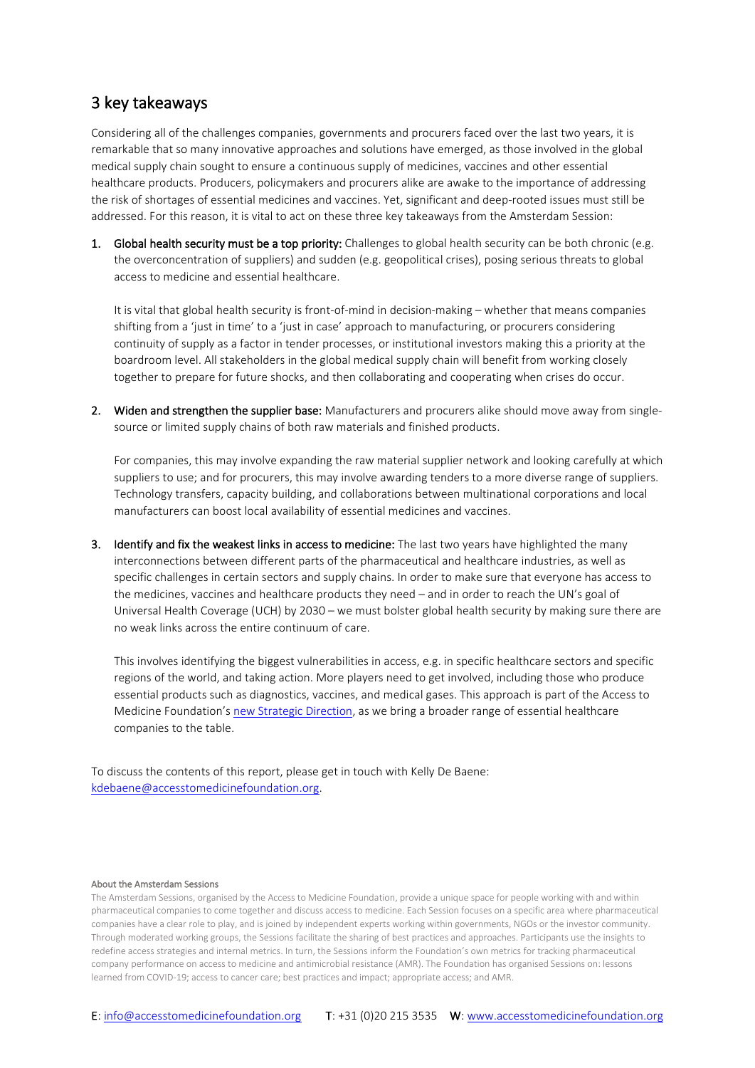## 3 key takeaways

Considering all of the challenges companies, governments and procurers faced over the last two years, it is remarkable that so many innovative approaches and solutions have emerged, as those involved in the global medical supply chain sought to ensure a continuous supply of medicines, vaccines and other essential healthcare products. Producers, policymakers and procurers alike are awake to the importance of addressing the risk of shortages of essential medicines and vaccines. Yet, significant and deep-rooted issues must still be addressed. For this reason, it is vital to act on these three key takeaways from the Amsterdam Session:

1. **Global health security must be a top priority:** Challenges to global health security can be both chronic (e.g. the overconcentration of suppliers) and sudden (e.g. geopolitical crises), posing serious threats to global access to medicine and essential healthcare.

   It is vital that global health security is front-of-mind in decision-making – whether that means companies shifting from a 'just in time' to a 'just in case' approach to manufacturing, or procurers considering continuity of supply as a factor in tender processes, or institutional investors making this a priority at the boardroom level. All stakeholders in the global medical supply chain will benefit from working closely together to prepare for future shocks, and then collaborating and cooperating when crises do occur.

2. **Widen and strengthen the supplier base:** Manufacturers and procurers alike should move away from single-source or limited supply chains of both raw materials and finished products.

   For companies, this may involve expanding the raw material supplier network and looking carefully at which suppliers to use; and for procurers, this may involve awarding tenders to a more diverse range of suppliers. Technology transfers, capacity building, and collaborations between multinational corporations and local manufacturers can boost local availability of essential medicines and vaccines.

3. **Identify and fix the weakest links in access to medicine:** The last two years have highlighted the many interconnections between different parts of the pharmaceutical and healthcare industries, as well as specific challenges in certain sectors and supply chains. In order to make sure that everyone has access to the medicines, vaccines and healthcare products they need – and in order to reach the UN's goal of Universal Health Coverage (UCH) by 2030 – we must bolster global health security by making sure there are no weak links across the entire continuum of care.

   This involves identifying the biggest vulnerabilities in access, e.g. in specific healthcare sectors and specific regions of the world, and taking action. More players need to get involved, including those who produce essential products such as diagnostics, vaccines, and medical gases. This approach is part of the Access to Medicine Foundation's new Strategic Direction, as we bring a broader range of essential healthcare companies to the table.

To discuss the contents of this report, please get in touch with Kelly De Baene: kdebaene@accesstomedicinefoundation.org.

About the Amsterdam Sessions

The Amsterdam Sessions, organised by the Access to Medicine Foundation, provide a unique space for people working with and within pharmaceutical companies to come together and discuss access to medicine. Each Session focuses on a specific area where pharmaceutical companies have a clear role to play, and is joined by independent experts working within governments, NGOs or the investor community. Through moderated working groups, the Sessions facilitate the sharing of best practices and approaches. Participants use the insights to redefine access strategies and internal metrics. In turn, the Sessions inform the Foundation's own metrics for tracking pharmaceutical company performance on access to medicine and antimicrobial resistance (AMR). The Foundation has organised Sessions on: lessons learned from COVID-19; access to cancer care; best practices and impact; appropriate access; and AMR.

E: info@accesstomedicinefoundation.org T: +31 (0)20 215 3535 W: www.accesstomedicinefoundation.org